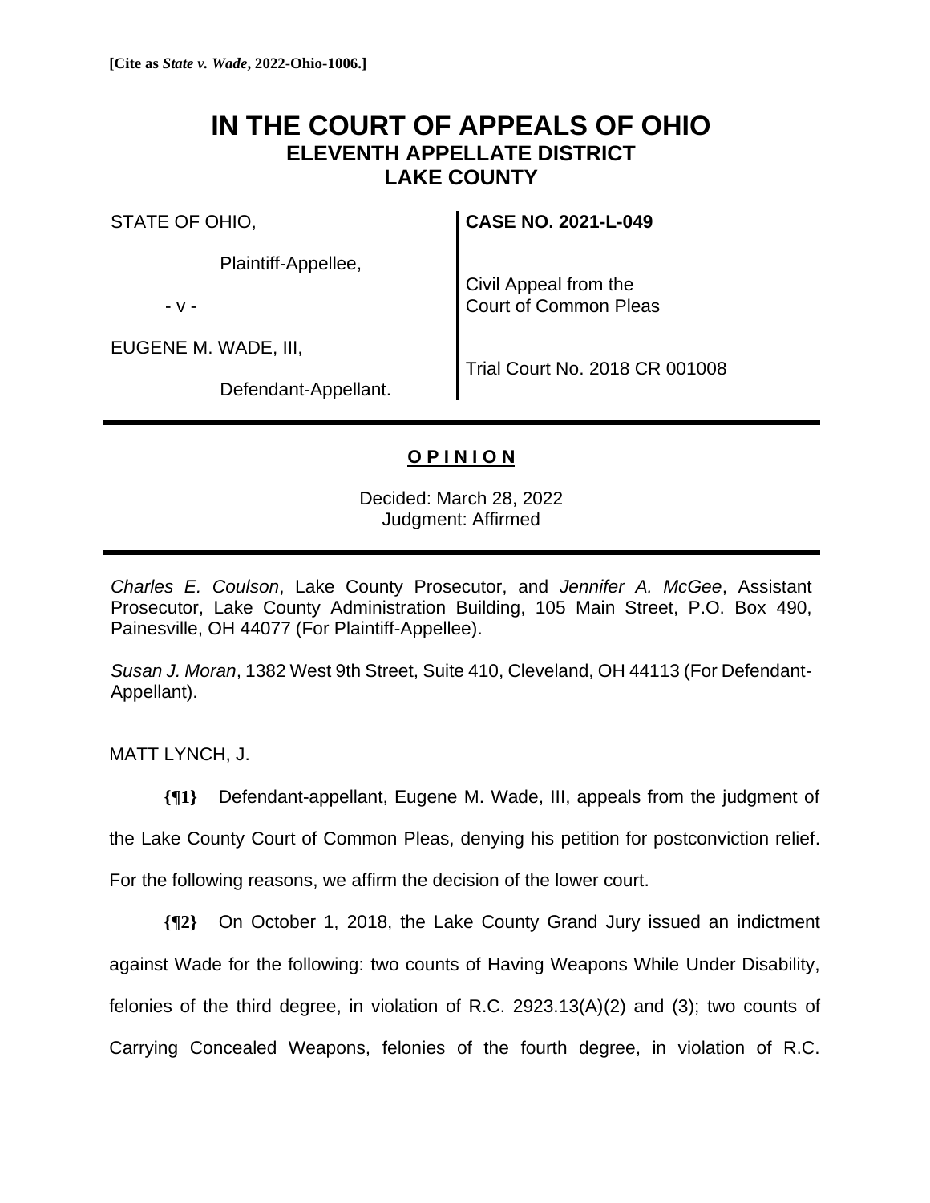**[Cite as *State v. Wade*, 2022-Ohio-1006.]**

# IN THE COURT OF APPEALS OF OHIO
## ELEVENTH APPELLATE DISTRICT
## LAKE COUNTY

STATE OF OHIO,

Plaintiff-Appellee,

- v -

EUGENE M. WADE, III,

Defendant-Appellant.

**CASE NO. 2021-L-049**

Civil Appeal from the Court of Common Pleas

Trial Court No. 2018 CR 001008

---

**O P I N I O N**

Decided: March 28, 2022
Judgment: Affirmed

---

*Charles E. Coulson*, Lake County Prosecutor, and *Jennifer A. McGee*, Assistant Prosecutor, Lake County Administration Building, 105 Main Street, P.O. Box 490, Painesville, OH 44077 (For Plaintiff-Appellee).

*Susan J. Moran*, 1382 West 9th Street, Suite 410, Cleveland, OH 44113 (For Defendant-Appellant).

MATT LYNCH, J.

**{¶1}** Defendant-appellant, Eugene M. Wade, III, appeals from the judgment of the Lake County Court of Common Pleas, denying his petition for postconviction relief. For the following reasons, we affirm the decision of the lower court.

**{¶2}** On October 1, 2018, the Lake County Grand Jury issued an indictment against Wade for the following: two counts of Having Weapons While Under Disability, felonies of the third degree, in violation of R.C. 2923.13(A)(2) and (3); two counts of Carrying Concealed Weapons, felonies of the fourth degree, in violation of R.C.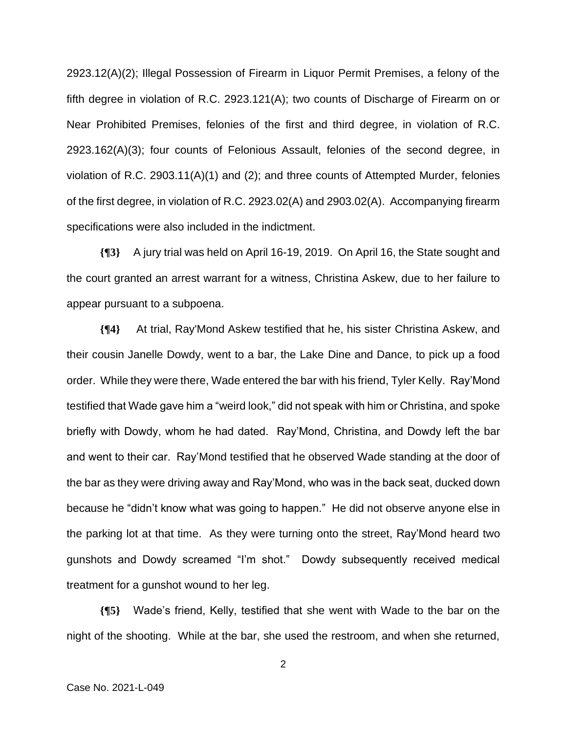2923.12(A)(2); Illegal Possession of Firearm in Liquor Permit Premises, a felony of the fifth degree in violation of R.C. 2923.121(A); two counts of Discharge of Firearm on or Near Prohibited Premises, felonies of the first and third degree, in violation of R.C. 2923.162(A)(3); four counts of Felonious Assault, felonies of the second degree, in violation of R.C. 2903.11(A)(1) and (2); and three counts of Attempted Murder, felonies of the first degree, in violation of R.C. 2923.02(A) and 2903.02(A). Accompanying firearm specifications were also included in the indictment.

**{¶3}** A jury trial was held on April 16-19, 2019. On April 16, the State sought and the court granted an arrest warrant for a witness, Christina Askew, due to her failure to appear pursuant to a subpoena.

**{¶4}** At trial, Ray'Mond Askew testified that he, his sister Christina Askew, and their cousin Janelle Dowdy, went to a bar, the Lake Dine and Dance, to pick up a food order. While they were there, Wade entered the bar with his friend, Tyler Kelly. Ray'Mond testified that Wade gave him a "weird look," did not speak with him or Christina, and spoke briefly with Dowdy, whom he had dated. Ray'Mond, Christina, and Dowdy left the bar and went to their car. Ray'Mond testified that he observed Wade standing at the door of the bar as they were driving away and Ray'Mond, who was in the back seat, ducked down because he "didn't know what was going to happen." He did not observe anyone else in the parking lot at that time. As they were turning onto the street, Ray'Mond heard two gunshots and Dowdy screamed "I'm shot." Dowdy subsequently received medical treatment for a gunshot wound to her leg.

**{¶5}** Wade's friend, Kelly, testified that she went with Wade to the bar on the night of the shooting. While at the bar, she used the restroom, and when she returned,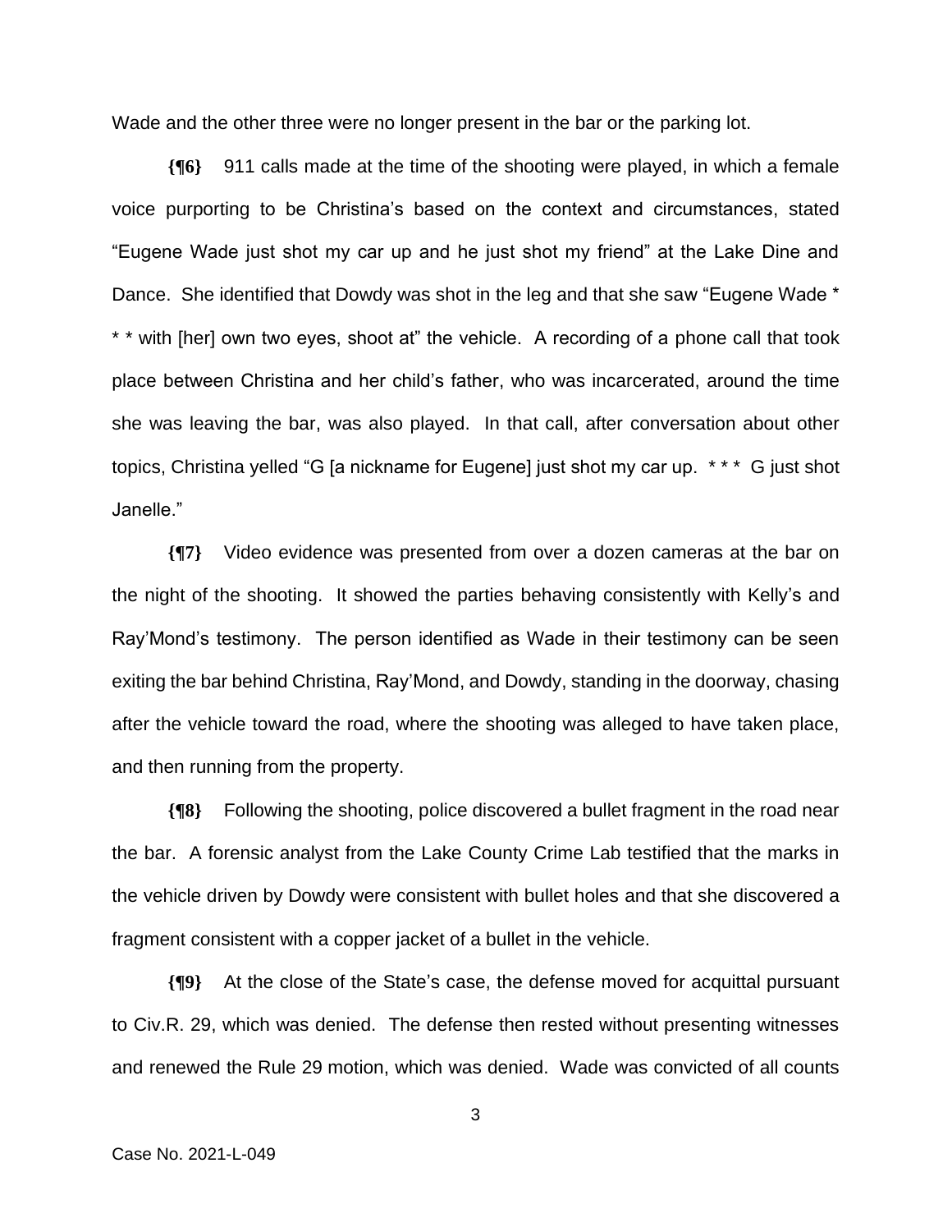Wade and the other three were no longer present in the bar or the parking lot.

**{¶6}** 911 calls made at the time of the shooting were played, in which a female voice purporting to be Christina's based on the context and circumstances, stated "Eugene Wade just shot my car up and he just shot my friend" at the Lake Dine and Dance. She identified that Dowdy was shot in the leg and that she saw "Eugene Wade * * * with [her] own two eyes, shoot at" the vehicle. A recording of a phone call that took place between Christina and her child's father, who was incarcerated, around the time she was leaving the bar, was also played. In that call, after conversation about other topics, Christina yelled "G [a nickname for Eugene] just shot my car up. * * * G just shot Janelle."

**{¶7}** Video evidence was presented from over a dozen cameras at the bar on the night of the shooting. It showed the parties behaving consistently with Kelly's and Ray'Mond's testimony. The person identified as Wade in their testimony can be seen exiting the bar behind Christina, Ray'Mond, and Dowdy, standing in the doorway, chasing after the vehicle toward the road, where the shooting was alleged to have taken place, and then running from the property.

**{¶8}** Following the shooting, police discovered a bullet fragment in the road near the bar. A forensic analyst from the Lake County Crime Lab testified that the marks in the vehicle driven by Dowdy were consistent with bullet holes and that she discovered a fragment consistent with a copper jacket of a bullet in the vehicle.

**{¶9}** At the close of the State's case, the defense moved for acquittal pursuant to Civ.R. 29, which was denied. The defense then rested without presenting witnesses and renewed the Rule 29 motion, which was denied. Wade was convicted of all counts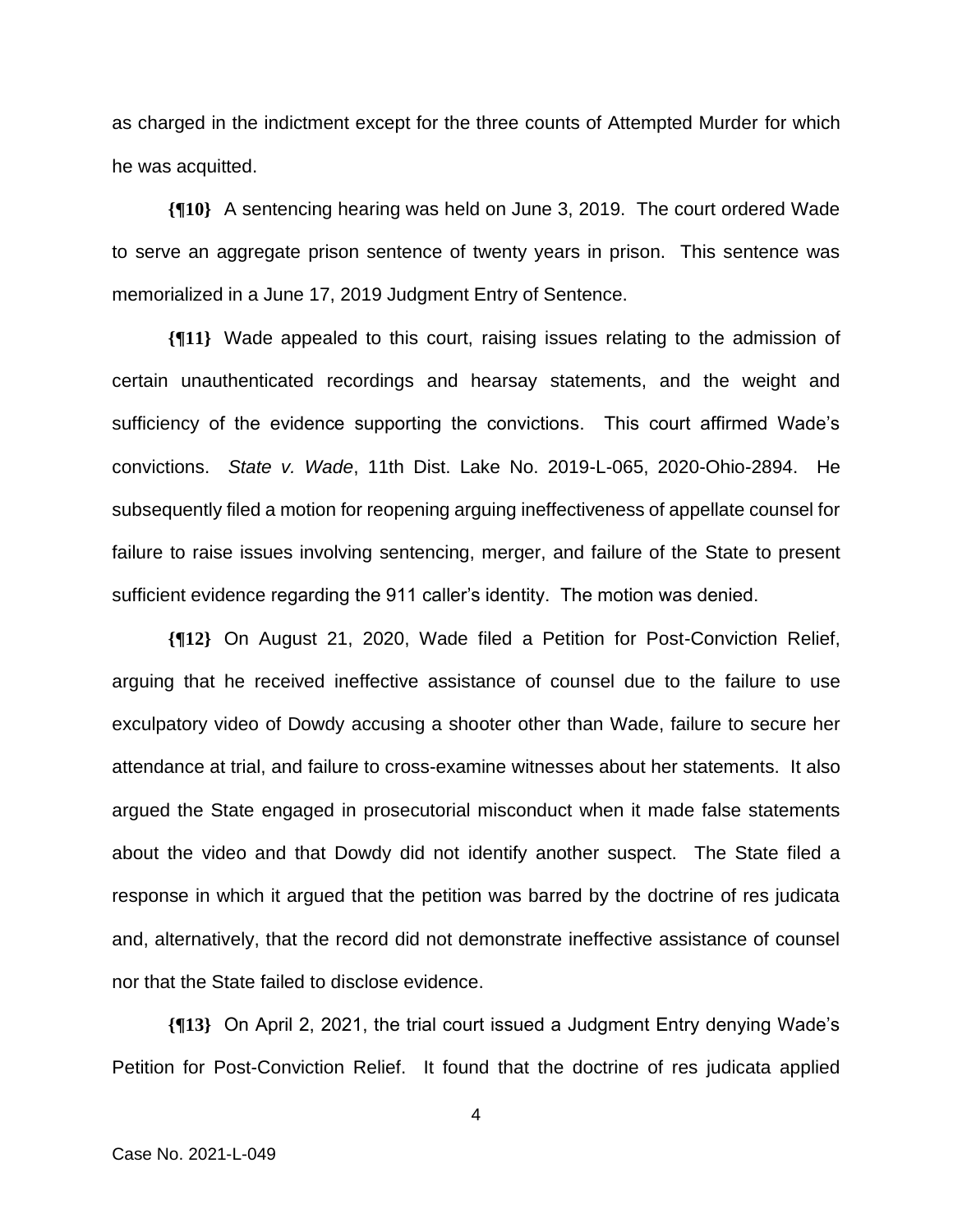as charged in the indictment except for the three counts of Attempted Murder for which he was acquitted.

**{¶10}** A sentencing hearing was held on June 3, 2019. The court ordered Wade to serve an aggregate prison sentence of twenty years in prison. This sentence was memorialized in a June 17, 2019 Judgment Entry of Sentence.

**{¶11}** Wade appealed to this court, raising issues relating to the admission of certain unauthenticated recordings and hearsay statements, and the weight and sufficiency of the evidence supporting the convictions. This court affirmed Wade's convictions. *State v. Wade*, 11th Dist. Lake No. 2019-L-065, 2020-Ohio-2894. He subsequently filed a motion for reopening arguing ineffectiveness of appellate counsel for failure to raise issues involving sentencing, merger, and failure of the State to present sufficient evidence regarding the 911 caller's identity. The motion was denied.

**{¶12}** On August 21, 2020, Wade filed a Petition for Post-Conviction Relief, arguing that he received ineffective assistance of counsel due to the failure to use exculpatory video of Dowdy accusing a shooter other than Wade, failure to secure her attendance at trial, and failure to cross-examine witnesses about her statements. It also argued the State engaged in prosecutorial misconduct when it made false statements about the video and that Dowdy did not identify another suspect. The State filed a response in which it argued that the petition was barred by the doctrine of res judicata and, alternatively, that the record did not demonstrate ineffective assistance of counsel nor that the State failed to disclose evidence.

**{¶13}** On April 2, 2021, the trial court issued a Judgment Entry denying Wade's Petition for Post-Conviction Relief. It found that the doctrine of res judicata applied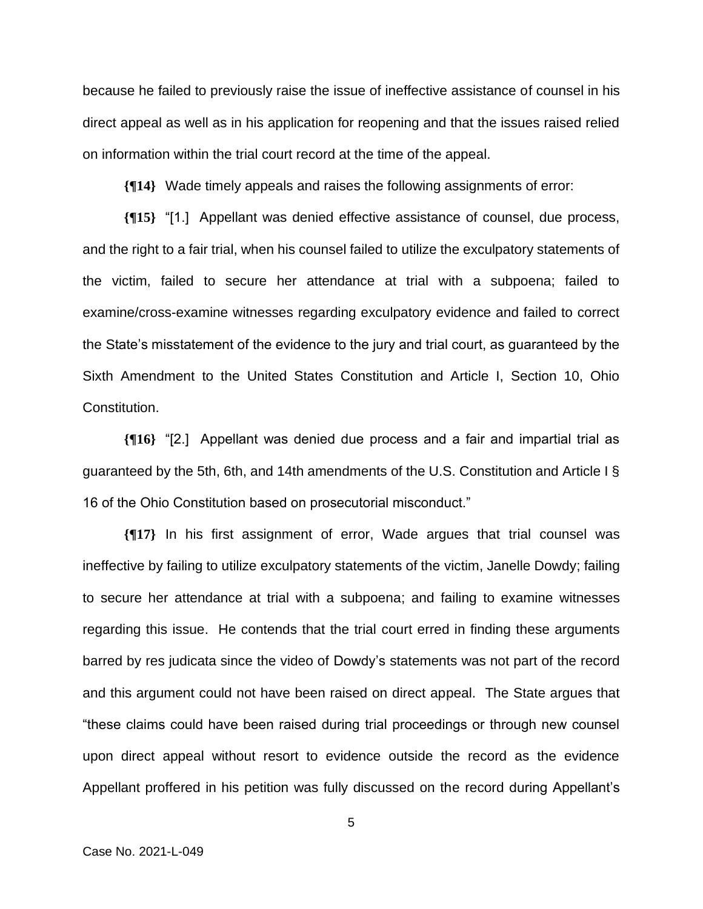because he failed to previously raise the issue of ineffective assistance of counsel in his direct appeal as well as in his application for reopening and that the issues raised relied on information within the trial court record at the time of the appeal.

**{¶14}** Wade timely appeals and raises the following assignments of error:

**{¶15}** "[1.] Appellant was denied effective assistance of counsel, due process, and the right to a fair trial, when his counsel failed to utilize the exculpatory statements of the victim, failed to secure her attendance at trial with a subpoena; failed to examine/cross-examine witnesses regarding exculpatory evidence and failed to correct the State's misstatement of the evidence to the jury and trial court, as guaranteed by the Sixth Amendment to the United States Constitution and Article I, Section 10, Ohio Constitution.

**{¶16}** "[2.] Appellant was denied due process and a fair and impartial trial as guaranteed by the 5th, 6th, and 14th amendments of the U.S. Constitution and Article I § 16 of the Ohio Constitution based on prosecutorial misconduct."

**{¶17}** In his first assignment of error, Wade argues that trial counsel was ineffective by failing to utilize exculpatory statements of the victim, Janelle Dowdy; failing to secure her attendance at trial with a subpoena; and failing to examine witnesses regarding this issue. He contends that the trial court erred in finding these arguments barred by res judicata since the video of Dowdy's statements was not part of the record and this argument could not have been raised on direct appeal. The State argues that "these claims could have been raised during trial proceedings or through new counsel upon direct appeal without resort to evidence outside the record as the evidence Appellant proffered in his petition was fully discussed on the record during Appellant's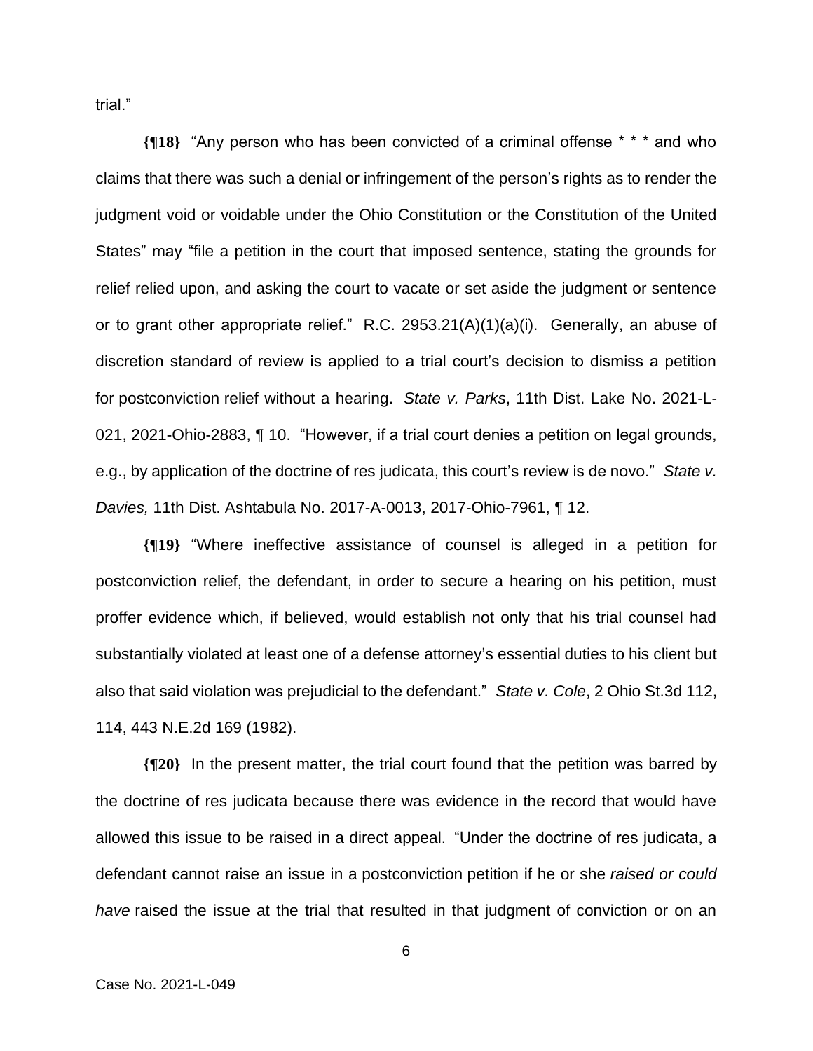trial."

**{¶18}** "Any person who has been convicted of a criminal offense * * * and who claims that there was such a denial or infringement of the person's rights as to render the judgment void or voidable under the Ohio Constitution or the Constitution of the United States" may "file a petition in the court that imposed sentence, stating the grounds for relief relied upon, and asking the court to vacate or set aside the judgment or sentence or to grant other appropriate relief." R.C. 2953.21(A)(1)(a)(i). Generally, an abuse of discretion standard of review is applied to a trial court's decision to dismiss a petition for postconviction relief without a hearing. *State v. Parks*, 11th Dist. Lake No. 2021-L-021, 2021-Ohio-2883, ¶ 10. "However, if a trial court denies a petition on legal grounds, e.g., by application of the doctrine of res judicata, this court's review is de novo." *State v. Davies,* 11th Dist. Ashtabula No. 2017-A-0013, 2017-Ohio-7961, ¶ 12.

**{¶19}** "Where ineffective assistance of counsel is alleged in a petition for postconviction relief, the defendant, in order to secure a hearing on his petition, must proffer evidence which, if believed, would establish not only that his trial counsel had substantially violated at least one of a defense attorney's essential duties to his client but also that said violation was prejudicial to the defendant." *State v. Cole*, 2 Ohio St.3d 112, 114, 443 N.E.2d 169 (1982).

**{¶20}** In the present matter, the trial court found that the petition was barred by the doctrine of res judicata because there was evidence in the record that would have allowed this issue to be raised in a direct appeal. "Under the doctrine of res judicata, a defendant cannot raise an issue in a postconviction petition if he or she *raised or could have* raised the issue at the trial that resulted in that judgment of conviction or on an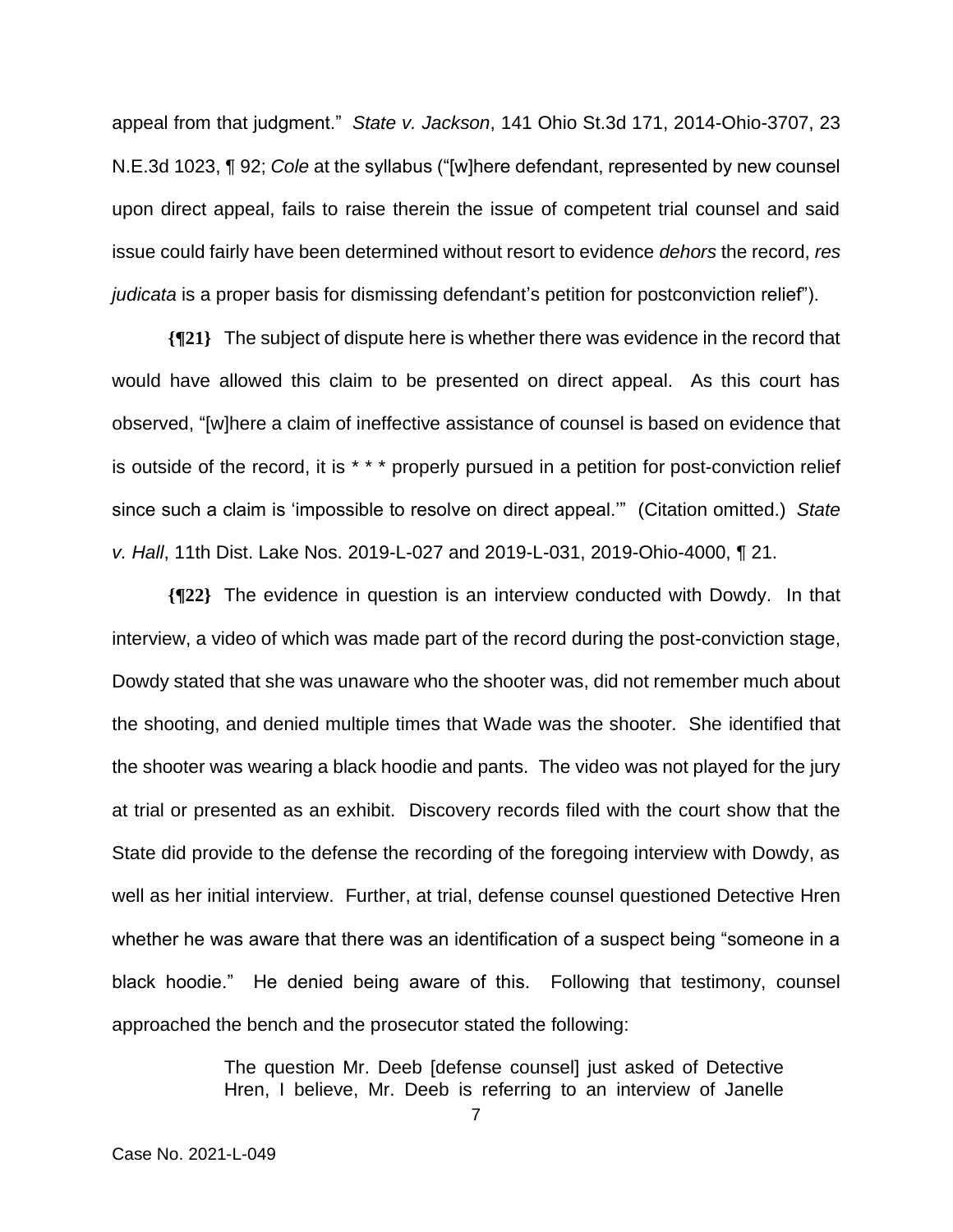appeal from that judgment." *State v. Jackson*, 141 Ohio St.3d 171, 2014-Ohio-3707, 23 N.E.3d 1023, ¶ 92; *Cole* at the syllabus ("[w]here defendant, represented by new counsel upon direct appeal, fails to raise therein the issue of competent trial counsel and said issue could fairly have been determined without resort to evidence *dehors* the record, *res judicata* is a proper basis for dismissing defendant's petition for postconviction relief").

**{¶21}** The subject of dispute here is whether there was evidence in the record that would have allowed this claim to be presented on direct appeal. As this court has observed, "[w]here a claim of ineffective assistance of counsel is based on evidence that is outside of the record, it is * * * properly pursued in a petition for post-conviction relief since such a claim is 'impossible to resolve on direct appeal.'" (Citation omitted.) *State v. Hall*, 11th Dist. Lake Nos. 2019-L-027 and 2019-L-031, 2019-Ohio-4000, ¶ 21.

**{¶22}** The evidence in question is an interview conducted with Dowdy. In that interview, a video of which was made part of the record during the post-conviction stage, Dowdy stated that she was unaware who the shooter was, did not remember much about the shooting, and denied multiple times that Wade was the shooter. She identified that the shooter was wearing a black hoodie and pants. The video was not played for the jury at trial or presented as an exhibit. Discovery records filed with the court show that the State did provide to the defense the recording of the foregoing interview with Dowdy, as well as her initial interview. Further, at trial, defense counsel questioned Detective Hren whether he was aware that there was an identification of a suspect being "someone in a black hoodie." He denied being aware of this. Following that testimony, counsel approached the bench and the prosecutor stated the following:

> The question Mr. Deeb [defense counsel] just asked of Detective Hren, I believe, Mr. Deeb is referring to an interview of Janelle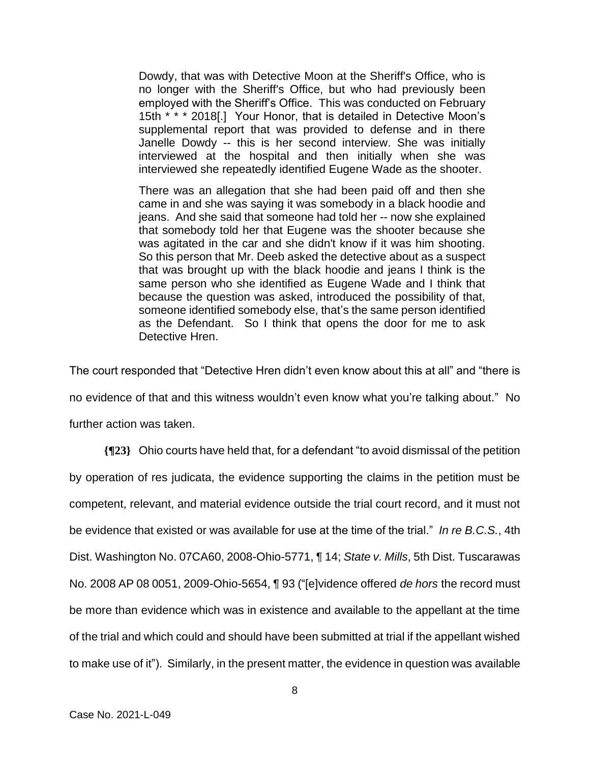> Dowdy, that was with Detective Moon at the Sheriff's Office, who is no longer with the Sheriff's Office, but who had previously been employed with the Sheriff's Office. This was conducted on February 15th * * * 2018[.] Your Honor, that is detailed in Detective Moon's supplemental report that was provided to defense and in there Janelle Dowdy -- this is her second interview. She was initially interviewed at the hospital and then initially when she was interviewed she repeatedly identified Eugene Wade as the shooter.
>
> There was an allegation that she had been paid off and then she came in and she was saying it was somebody in a black hoodie and jeans. And she said that someone had told her -- now she explained that somebody told her that Eugene was the shooter because she was agitated in the car and she didn't know if it was him shooting. So this person that Mr. Deeb asked the detective about as a suspect that was brought up with the black hoodie and jeans I think is the same person who she identified as Eugene Wade and I think that because the question was asked, introduced the possibility of that, someone identified somebody else, that's the same person identified as the Defendant. So I think that opens the door for me to ask Detective Hren.

The court responded that "Detective Hren didn't even know about this at all" and "there is no evidence of that and this witness wouldn't even know what you're talking about." No further action was taken.

**{¶23}** Ohio courts have held that, for a defendant "to avoid dismissal of the petition by operation of res judicata, the evidence supporting the claims in the petition must be competent, relevant, and material evidence outside the trial court record, and it must not be evidence that existed or was available for use at the time of the trial." *In re B.C.S.*, 4th Dist. Washington No. 07CA60, 2008-Ohio-5771, ¶ 14; *State v. Mills*, 5th Dist. Tuscarawas No. 2008 AP 08 0051, 2009-Ohio-5654, ¶ 93 ("[e]vidence offered *de hors* the record must be more than evidence which was in existence and available to the appellant at the time of the trial and which could and should have been submitted at trial if the appellant wished to make use of it"). Similarly, in the present matter, the evidence in question was available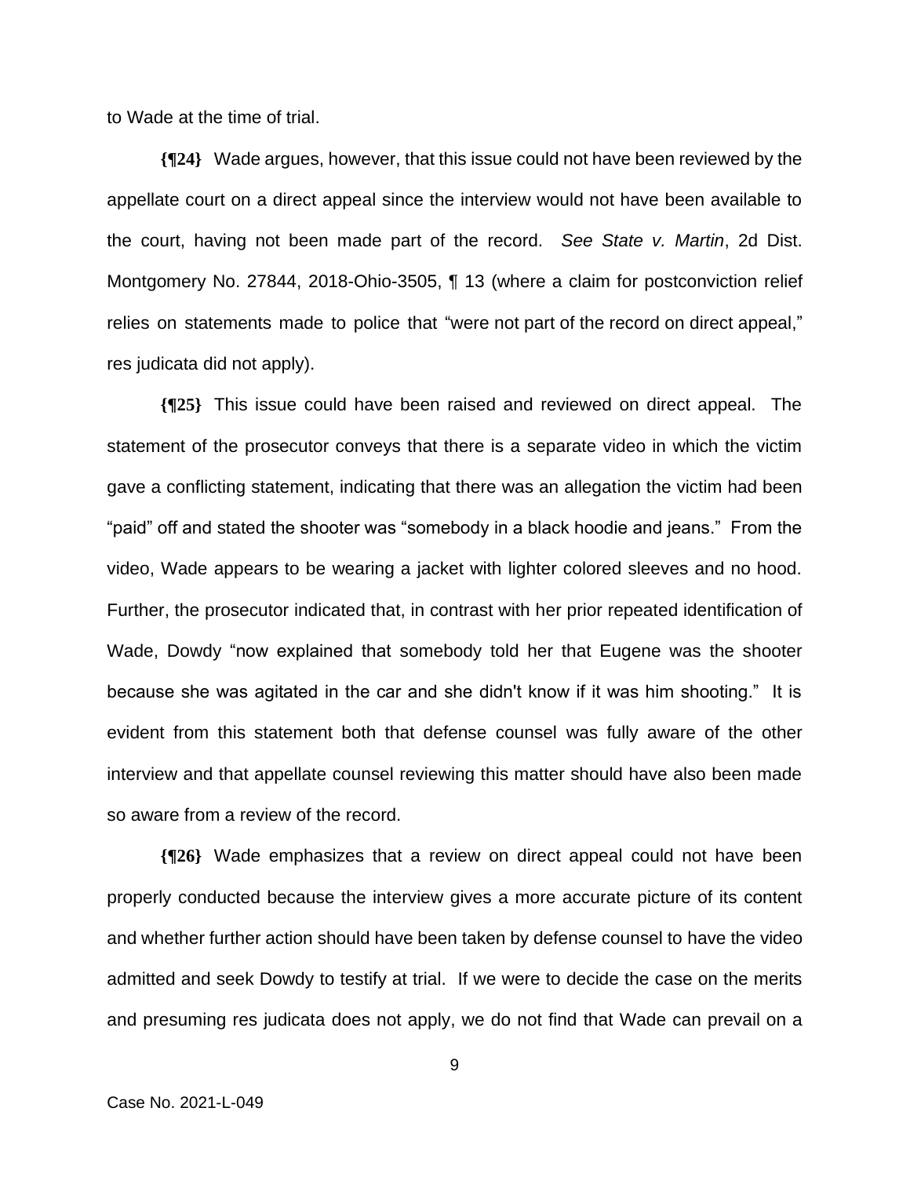to Wade at the time of trial.

**{¶24}** Wade argues, however, that this issue could not have been reviewed by the appellate court on a direct appeal since the interview would not have been available to the court, having not been made part of the record. *See State v. Martin*, 2d Dist. Montgomery No. 27844, 2018-Ohio-3505, ¶ 13 (where a claim for postconviction relief relies on statements made to police that "were not part of the record on direct appeal," res judicata did not apply).

**{¶25}** This issue could have been raised and reviewed on direct appeal. The statement of the prosecutor conveys that there is a separate video in which the victim gave a conflicting statement, indicating that there was an allegation the victim had been "paid" off and stated the shooter was "somebody in a black hoodie and jeans." From the video, Wade appears to be wearing a jacket with lighter colored sleeves and no hood. Further, the prosecutor indicated that, in contrast with her prior repeated identification of Wade, Dowdy "now explained that somebody told her that Eugene was the shooter because she was agitated in the car and she didn't know if it was him shooting." It is evident from this statement both that defense counsel was fully aware of the other interview and that appellate counsel reviewing this matter should have also been made so aware from a review of the record.

**{¶26}** Wade emphasizes that a review on direct appeal could not have been properly conducted because the interview gives a more accurate picture of its content and whether further action should have been taken by defense counsel to have the video admitted and seek Dowdy to testify at trial. If we were to decide the case on the merits and presuming res judicata does not apply, we do not find that Wade can prevail on a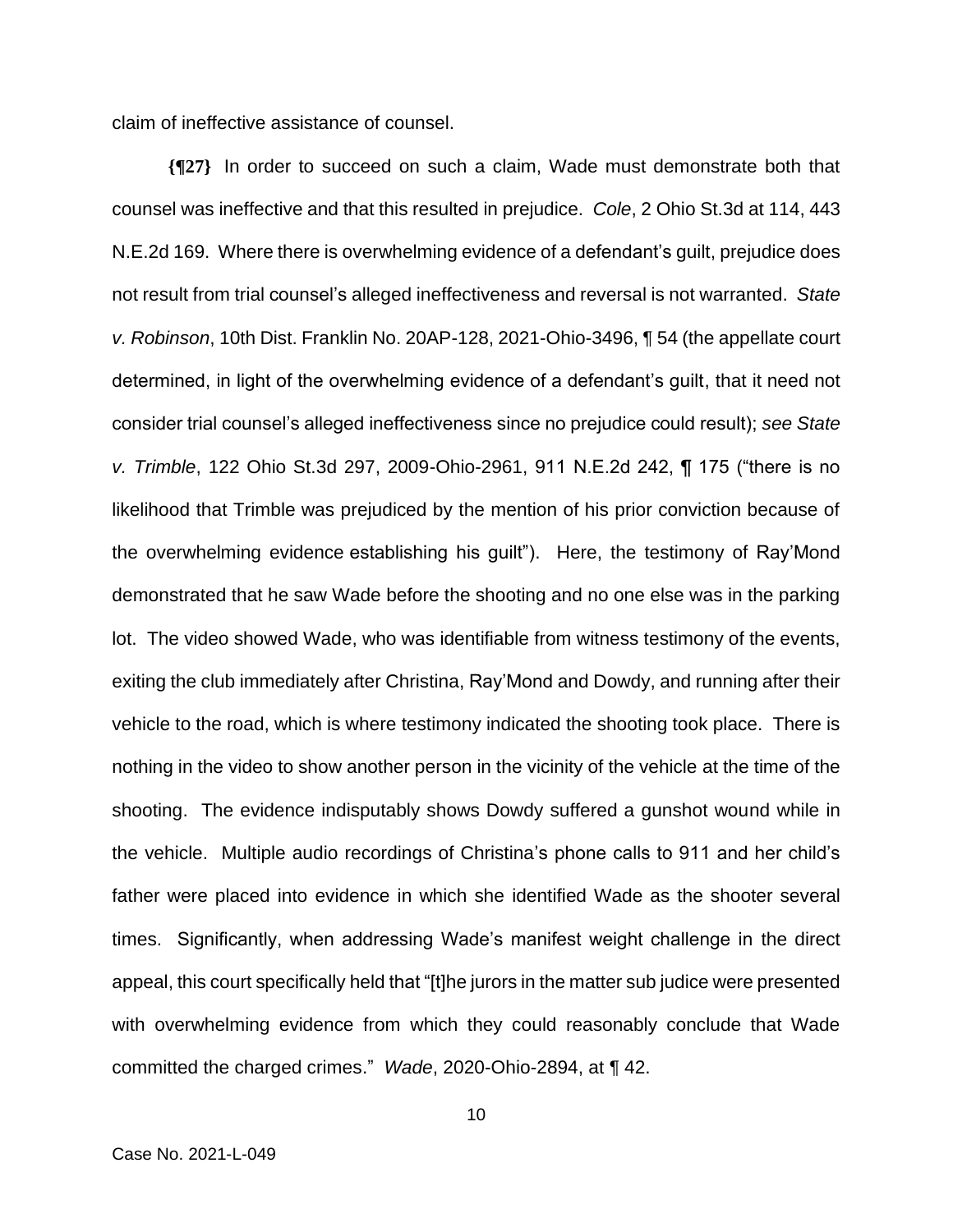claim of ineffective assistance of counsel.

**{¶27}** In order to succeed on such a claim, Wade must demonstrate both that counsel was ineffective and that this resulted in prejudice. *Cole*, 2 Ohio St.3d at 114, 443 N.E.2d 169. Where there is overwhelming evidence of a defendant's guilt, prejudice does not result from trial counsel's alleged ineffectiveness and reversal is not warranted. *State v. Robinson*, 10th Dist. Franklin No. 20AP-128, 2021-Ohio-3496, ¶ 54 (the appellate court determined, in light of the overwhelming evidence of a defendant's guilt, that it need not consider trial counsel's alleged ineffectiveness since no prejudice could result); *see State v. Trimble*, 122 Ohio St.3d 297, 2009-Ohio-2961, 911 N.E.2d 242, ¶ 175 ("there is no likelihood that Trimble was prejudiced by the mention of his prior conviction because of the overwhelming evidence establishing his guilt"). Here, the testimony of Ray'Mond demonstrated that he saw Wade before the shooting and no one else was in the parking lot. The video showed Wade, who was identifiable from witness testimony of the events, exiting the club immediately after Christina, Ray'Mond and Dowdy, and running after their vehicle to the road, which is where testimony indicated the shooting took place. There is nothing in the video to show another person in the vicinity of the vehicle at the time of the shooting. The evidence indisputably shows Dowdy suffered a gunshot wound while in the vehicle. Multiple audio recordings of Christina's phone calls to 911 and her child's father were placed into evidence in which she identified Wade as the shooter several times. Significantly, when addressing Wade's manifest weight challenge in the direct appeal, this court specifically held that "[t]he jurors in the matter sub judice were presented with overwhelming evidence from which they could reasonably conclude that Wade committed the charged crimes." *Wade*, 2020-Ohio-2894, at ¶ 42.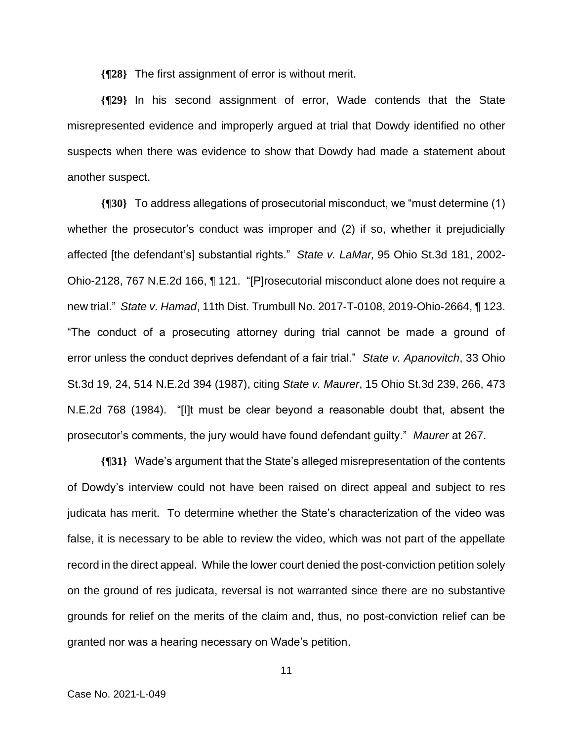**{¶28}** The first assignment of error is without merit.

**{¶29}** In his second assignment of error, Wade contends that the State misrepresented evidence and improperly argued at trial that Dowdy identified no other suspects when there was evidence to show that Dowdy had made a statement about another suspect.

**{¶30}** To address allegations of prosecutorial misconduct, we "must determine (1) whether the prosecutor's conduct was improper and (2) if so, whether it prejudicially affected [the defendant's] substantial rights." *State v. LaMar,* 95 Ohio St.3d 181, 2002-Ohio-2128, 767 N.E.2d 166, ¶ 121. "[P]rosecutorial misconduct alone does not require a new trial." *State v. Hamad*, 11th Dist. Trumbull No. 2017-T-0108, 2019-Ohio-2664, ¶ 123. "The conduct of a prosecuting attorney during trial cannot be made a ground of error unless the conduct deprives defendant of a fair trial." *State v. Apanovitch*, 33 Ohio St.3d 19, 24, 514 N.E.2d 394 (1987), citing *State v. Maurer*, 15 Ohio St.3d 239, 266, 473 N.E.2d 768 (1984). "[I]t must be clear beyond a reasonable doubt that, absent the prosecutor's comments, the jury would have found defendant guilty." *Maurer* at 267.

**{¶31}** Wade's argument that the State's alleged misrepresentation of the contents of Dowdy's interview could not have been raised on direct appeal and subject to res judicata has merit. To determine whether the State's characterization of the video was false, it is necessary to be able to review the video, which was not part of the appellate record in the direct appeal. While the lower court denied the post-conviction petition solely on the ground of res judicata, reversal is not warranted since there are no substantive grounds for relief on the merits of the claim and, thus, no post-conviction relief can be granted nor was a hearing necessary on Wade's petition.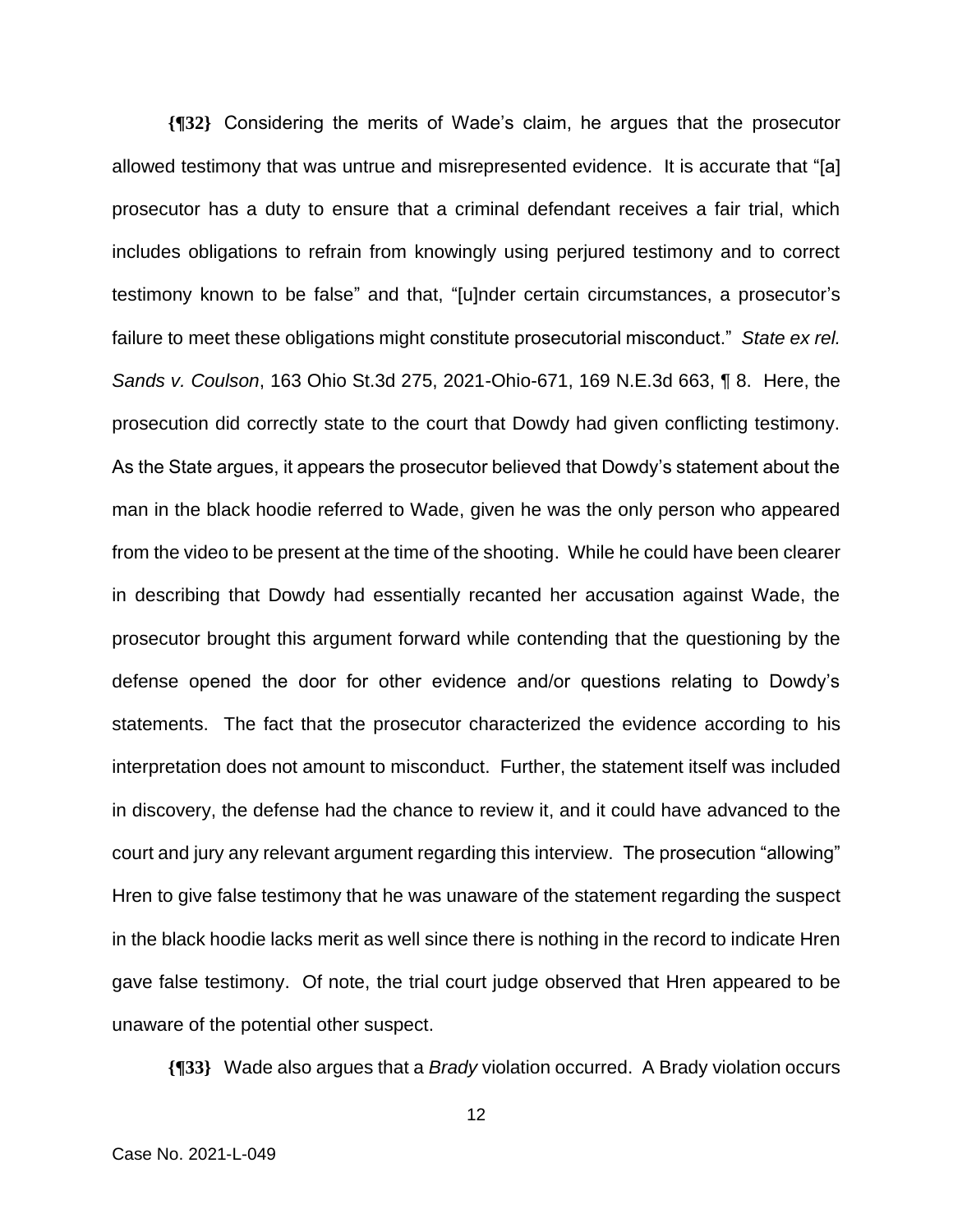**{¶32}** Considering the merits of Wade's claim, he argues that the prosecutor allowed testimony that was untrue and misrepresented evidence. It is accurate that "[a] prosecutor has a duty to ensure that a criminal defendant receives a fair trial, which includes obligations to refrain from knowingly using perjured testimony and to correct testimony known to be false" and that, "[u]nder certain circumstances, a prosecutor's failure to meet these obligations might constitute prosecutorial misconduct." *State ex rel. Sands v. Coulson*, 163 Ohio St.3d 275, 2021-Ohio-671, 169 N.E.3d 663, ¶ 8. Here, the prosecution did correctly state to the court that Dowdy had given conflicting testimony. As the State argues, it appears the prosecutor believed that Dowdy's statement about the man in the black hoodie referred to Wade, given he was the only person who appeared from the video to be present at the time of the shooting. While he could have been clearer in describing that Dowdy had essentially recanted her accusation against Wade, the prosecutor brought this argument forward while contending that the questioning by the defense opened the door for other evidence and/or questions relating to Dowdy's statements. The fact that the prosecutor characterized the evidence according to his interpretation does not amount to misconduct. Further, the statement itself was included in discovery, the defense had the chance to review it, and it could have advanced to the court and jury any relevant argument regarding this interview. The prosecution "allowing" Hren to give false testimony that he was unaware of the statement regarding the suspect in the black hoodie lacks merit as well since there is nothing in the record to indicate Hren gave false testimony. Of note, the trial court judge observed that Hren appeared to be unaware of the potential other suspect.

**{¶33}** Wade also argues that a *Brady* violation occurred. A Brady violation occurs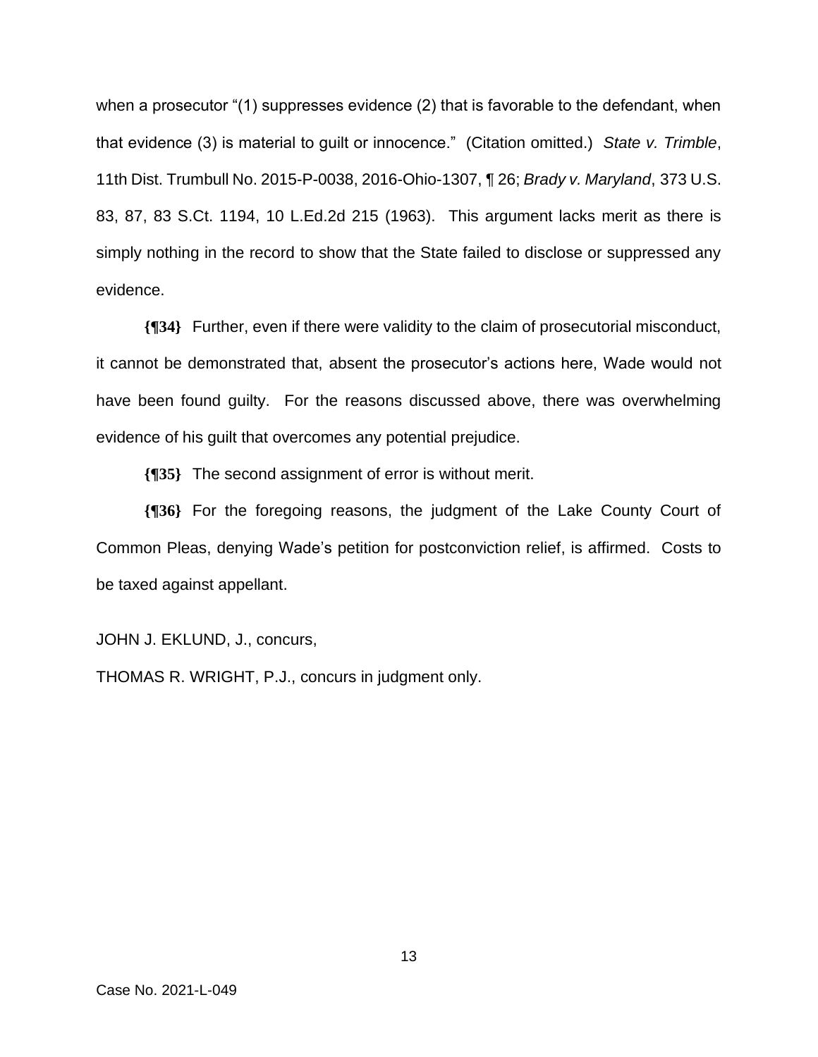when a prosecutor "(1) suppresses evidence (2) that is favorable to the defendant, when that evidence (3) is material to guilt or innocence." (Citation omitted.) *State v. Trimble*, 11th Dist. Trumbull No. 2015-P-0038, 2016-Ohio-1307, ¶ 26; *Brady v. Maryland*, 373 U.S. 83, 87, 83 S.Ct. 1194, 10 L.Ed.2d 215 (1963). This argument lacks merit as there is simply nothing in the record to show that the State failed to disclose or suppressed any evidence.

**{¶34}** Further, even if there were validity to the claim of prosecutorial misconduct, it cannot be demonstrated that, absent the prosecutor's actions here, Wade would not have been found guilty. For the reasons discussed above, there was overwhelming evidence of his guilt that overcomes any potential prejudice.

**{¶35}** The second assignment of error is without merit.

**{¶36}** For the foregoing reasons, the judgment of the Lake County Court of Common Pleas, denying Wade's petition for postconviction relief, is affirmed. Costs to be taxed against appellant.

JOHN J. EKLUND, J., concurs,

THOMAS R. WRIGHT, P.J., concurs in judgment only.